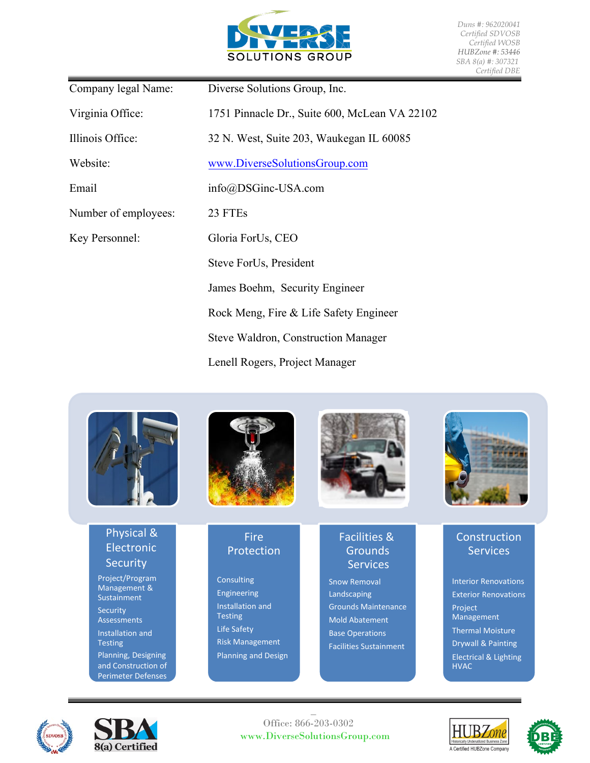# DIVERSE SOLUTIONS GROUP

*Duns #: 962020041*
*Certified SDVOSB*
*Certified WOSB*
*HUBZone #: 53446*
*SBA 8(a) #: 307321*
*Certified DBE*

| | |
|---|---|
| Company legal Name: | Diverse Solutions Group, Inc. |
| Virginia Office: | 1751 Pinnacle Dr., Suite 600, McLean VA 22102 |
| Illinois Office: | 32 N. West, Suite 203, Waukegan IL 60085 |
| Website: | [www.DiverseSolutionsGroup.com](http://www.DiverseSolutionsGroup.com) |
| Email | info@DSGinc-USA.com |
| Number of employees: | 23 FTEs |
| Key Personnel: | Gloria ForUs, CEO |
| | Steve ForUs, President |
| | James Boehm, Security Engineer |
| | Rock Meng, Fire & Life Safety Engineer |
| | Steve Waldron, Construction Manager |
| | Lenell Rogers, Project Manager |

## Physical & Electronic Security

- Project/Program Management & Sustainment
- Security Assessments
- Installation and Testing
- Planning, Designing and Construction of Perimeter Defenses

## Fire Protection

- Consulting
- Engineering
- Installation and Testing
- Life Safety
- Risk Management
- Planning and Design

## Facilities & Grounds Services

- Snow Removal
- Landscaping
- Grounds Maintenance
- Mold Abatement
- Base Operations
- Facilities Sustainment

## Construction Services

- Interior Renovations
- Exterior Renovations
- Project Management
- Thermal Moisture
- Drywall & Painting
- Electrical & Lighting
- HVAC

SDVOSB | SBA 8(a) Certified | HUBZone – A Certified HUBZone Company | DBE Certified

Office: 866-203-0302
www.DiverseSolutionsGroup.com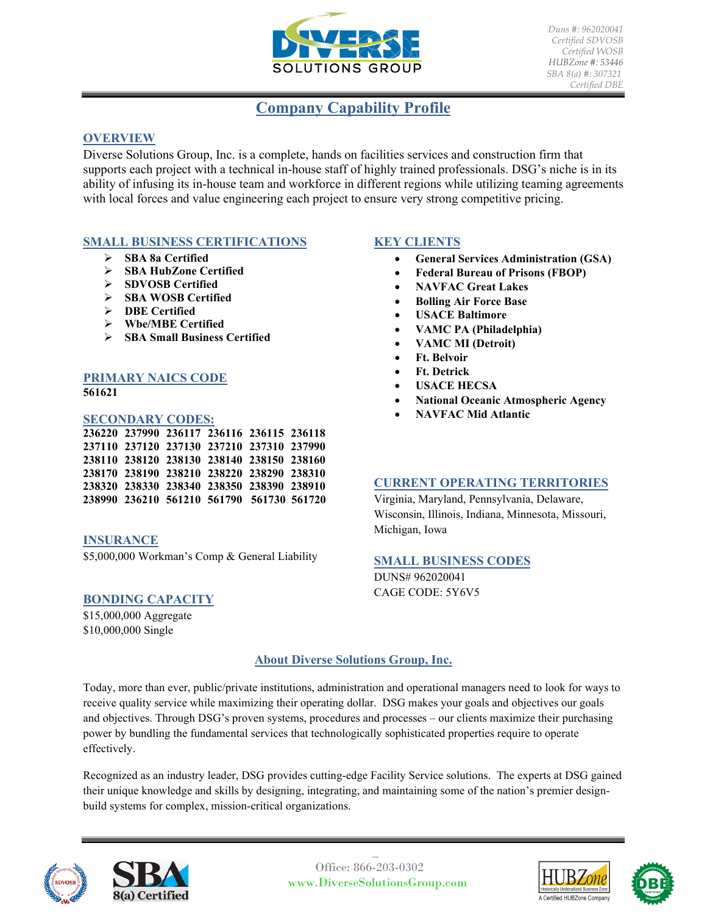Duns #: 962020041
Certified SDVOSB
Certified WOSB
HUBZone #: 53446
SBA 8(a) #: 307321
Certified DBE

# Company Capability Profile

## OVERVIEW

Diverse Solutions Group, Inc. is a complete, hands on facilities services and construction firm that supports each project with a technical in-house staff of highly trained professionals. DSG's niche is in its ability of infusing its in-house team and workforce in different regions while utilizing teaming agreements with local forces and value engineering each project to ensure very strong competitive pricing.

## SMALL BUSINESS CERTIFICATIONS

- **SBA 8a Certified**
- **SBA HubZone Certified**
- **SDVOSB Certified**
- **SBA WOSB Certified**
- **DBE Certified**
- **Wbe/MBE Certified**
- **SBA Small Business Certified**

## PRIMARY NAICS CODE

**561621**

## SECONDARY CODES:

**236220 237990 236117 236116 236115 236118**
**237110 237120 237130 237210 237310 237990**
**238110 238120 238130 238140 238150 238160**
**238170 238190 238210 238220 238290 238310**
**238320 238330 238340 238350 238390 238910**
**238990 236210 561210 561790 561730 561720**

## INSURANCE

$5,000,000 Workman's Comp & General Liability

## BONDING CAPACITY

$15,000,000 Aggregate
$10,000,000 Single

## KEY CLIENTS

- **General Services Administration (GSA)**
- **Federal Bureau of Prisons (FBOP)**
- **NAVFAC Great Lakes**
- **Bolling Air Force Base**
- **USACE Baltimore**
- **VAMC PA (Philadelphia)**
- **VAMC MI (Detroit)**
- **Ft. Belvoir**
- **Ft. Detrick**
- **USACE HECSA**
- **National Oceanic Atmospheric Agency**
- **NAVFAC Mid Atlantic**

## CURRENT OPERATING TERRITORIES

Virginia, Maryland, Pennsylvania, Delaware, Wisconsin, Illinois, Indiana, Minnesota, Missouri, Michigan, Iowa

## SMALL BUSINESS CODES

DUNS# 962020041
CAGE CODE: 5Y6V5

## About Diverse Solutions Group, Inc.

Today, more than ever, public/private institutions, administration and operational managers need to look for ways to receive quality service while maximizing their operating dollar. DSG makes your goals and objectives our goals and objectives. Through DSG's proven systems, procedures and processes – our clients maximize their purchasing power by bundling the fundamental services that technologically sophisticated properties require to operate effectively.

Recognized as an industry leader, DSG provides cutting-edge Facility Service solutions. The experts at DSG gained their unique knowledge and skills by designing, integrating, and maintaining some of the nation's premier design-build systems for complex, mission-critical organizations.

Office: 866-203-0302
www.DiverseSolutionsGroup.com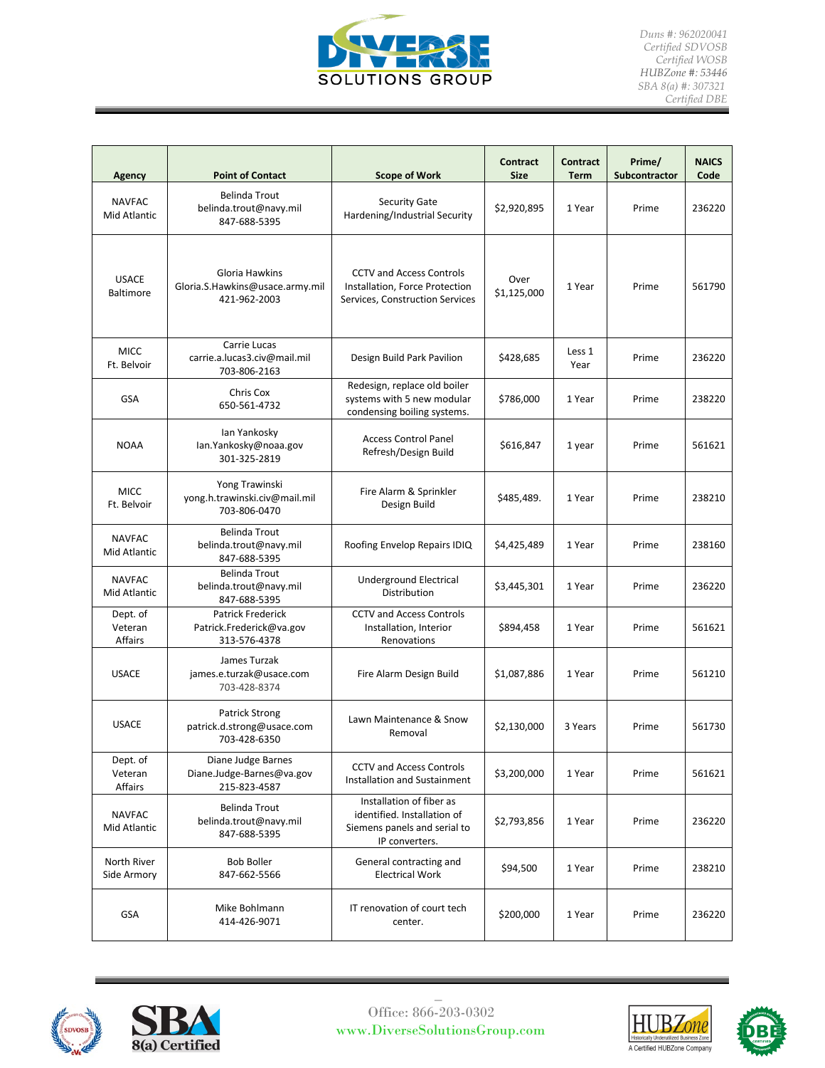Duns #: 962020041
Certified SDVOSB
Certified WOSB
HUBZone #: 53446
SBA 8(a) #: 307321
Certified DBE

| Agency | Point of Contact | Scope of Work | Contract Size | Contract Term | Prime/ Subcontractor | NAICS Code |
|---|---|---|---|---|---|---|
| NAVFAC Mid Atlantic | Belinda Trout belinda.trout@navy.mil 847-688-5395 | Security Gate Hardening/Industrial Security | $2,920,895 | 1 Year | Prime | 236220 |
| USACE Baltimore | Gloria Hawkins Gloria.S.Hawkins@usace.army.mil 421-962-2003 | CCTV and Access Controls Installation, Force Protection Services, Construction Services | Over $1,125,000 | 1 Year | Prime | 561790 |
| MICC Ft. Belvoir | Carrie Lucas carrie.a.lucas3.civ@mail.mil 703-806-2163 | Design Build Park Pavilion | $428,685 | Less 1 Year | Prime | 236220 |
| GSA | Chris Cox 650-561-4732 | Redesign, replace old boiler systems with 5 new modular condensing boiling systems. | $786,000 | 1 Year | Prime | 238220 |
| NOAA | Ian Yankosky Ian.Yankosky@noaa.gov 301-325-2819 | Access Control Panel Refresh/Design Build | $616,847 | 1 year | Prime | 561621 |
| MICC Ft. Belvoir | Yong Trawinski yong.h.trawinski.civ@mail.mil 703-806-0470 | Fire Alarm & Sprinkler Design Build | $485,489. | 1 Year | Prime | 238210 |
| NAVFAC Mid Atlantic | Belinda Trout belinda.trout@navy.mil 847-688-5395 | Roofing Envelop Repairs IDIQ | $4,425,489 | 1 Year | Prime | 238160 |
| NAVFAC Mid Atlantic | Belinda Trout belinda.trout@navy.mil 847-688-5395 | Underground Electrical Distribution | $3,445,301 | 1 Year | Prime | 236220 |
| Dept. of Veteran Affairs | Patrick Frederick Patrick.Frederick@va.gov 313-576-4378 | CCTV and Access Controls Installation, Interior Renovations | $894,458 | 1 Year | Prime | 561621 |
| USACE | James Turzak james.e.turzak@usace.com 703-428-8374 | Fire Alarm Design Build | $1,087,886 | 1 Year | Prime | 561210 |
| USACE | Patrick Strong patrick.d.strong@usace.com 703-428-6350 | Lawn Maintenance & Snow Removal | $2,130,000 | 3 Years | Prime | 561730 |
| Dept. of Veteran Affairs | Diane Judge Barnes Diane.Judge-Barnes@va.gov 215-823-4587 | CCTV and Access Controls Installation and Sustainment | $3,200,000 | 1 Year | Prime | 561621 |
| NAVFAC Mid Atlantic | Belinda Trout belinda.trout@navy.mil 847-688-5395 | Installation of fiber as identified. Installation of Siemens panels and serial to IP converters. | $2,793,856 | 1 Year | Prime | 236220 |
| North River Side Armory | Bob Boller 847-662-5566 | General contracting and Electrical Work | $94,500 | 1 Year | Prime | 238210 |
| GSA | Mike Bohlmann 414-426-9071 | IT renovation of court tech center. | $200,000 | 1 Year | Prime | 236220 |

Office: 866-203-0302
www.DiverseSolutionsGroup.com